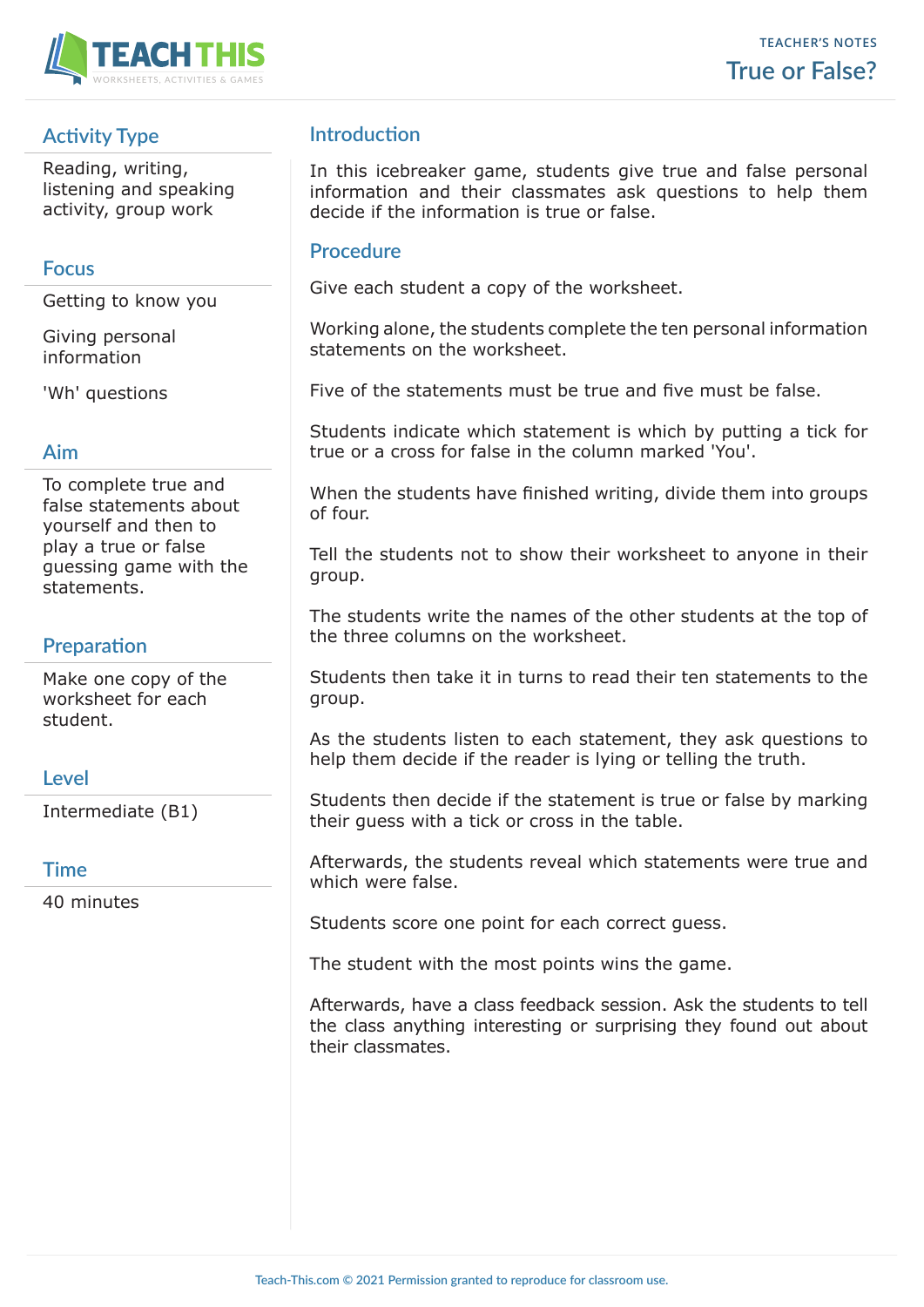TEACHER'S NOTES

# True or False?

## Activity Type

Reading, writing, listening and speaking activity, group work

## Focus

Getting to know you

Giving personal information

'Wh' questions

## Aim

To complete true and false statements about yourself and then to play a true or false guessing game with the statements.

## Preparation

Make one copy of the worksheet for each student.

## Level

Intermediate (B1)

## Time

40 minutes

## Introduction

In this icebreaker game, students give true and false personal information and their classmates ask questions to help them decide if the information is true or false.

## Procedure

Give each student a copy of the worksheet.

Working alone, the students complete the ten personal information statements on the worksheet.

Five of the statements must be true and five must be false.

Students indicate which statement is which by putting a tick for true or a cross for false in the column marked 'You'.

When the students have finished writing, divide them into groups of four.

Tell the students not to show their worksheet to anyone in their group.

The students write the names of the other students at the top of the three columns on the worksheet.

Students then take it in turns to read their ten statements to the group.

As the students listen to each statement, they ask questions to help them decide if the reader is lying or telling the truth.

Students then decide if the statement is true or false by marking their guess with a tick or cross in the table.

Afterwards, the students reveal which statements were true and which were false.

Students score one point for each correct guess.

The student with the most points wins the game.

Afterwards, have a class feedback session. Ask the students to tell the class anything interesting or surprising they found out about their classmates.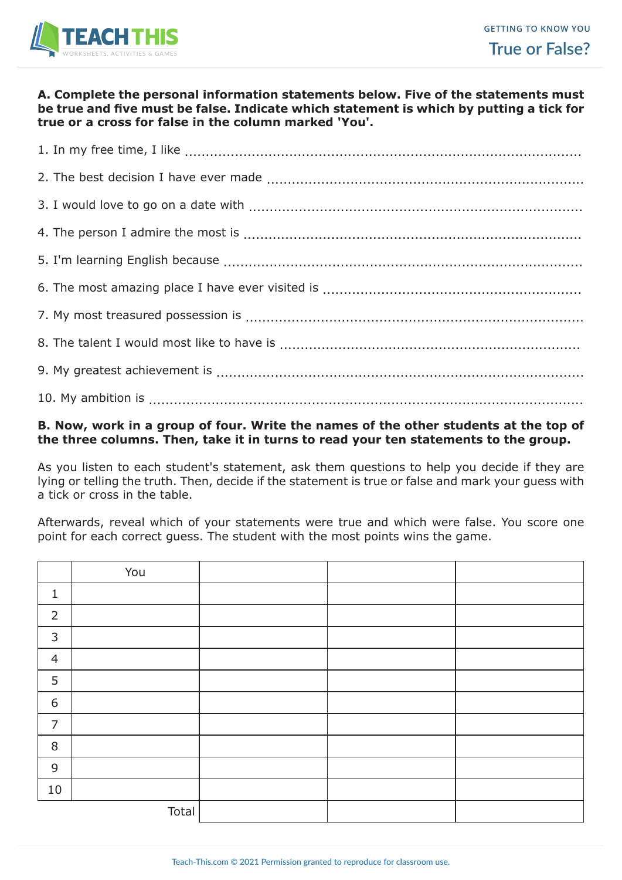**A. Complete the personal information statements below. Five of the statements must be true and five must be false. Indicate which statement is which by putting a tick for true or a cross for false in the column marked 'You'.**

1. In my free time, I like ........................................................................................
2. The best decision I have ever made ........................................................................
3. I would love to go on a date with ..........................................................................
4. The person I admire the most is ...........................................................................
5. I'm learning English because ...............................................................................
6. The most amazing place I have ever visited is .......................................................
7. My most treasured possession is ..........................................................................
8. The talent I would most like to have is ..................................................................
9. My greatest achievement is ................................................................................
10. My ambition is ....................................................................................................

**B. Now, work in a group of four. Write the names of the other students at the top of the three columns. Then, take it in turns to read your ten statements to the group.**

As you listen to each student's statement, ask them questions to help you decide if they are lying or telling the truth. Then, decide if the statement is true or false and mark your guess with a tick or cross in the table.

Afterwards, reveal which of your statements were true and which were false. You score one point for each correct guess. The student with the most points wins the game.

| | You | | | |
|---|---|---|---|---|
| 1 | | | | |
| 2 | | | | |
| 3 | | | | |
| 4 | | | | |
| 5 | | | | |
| 6 | | | | |
| 7 | | | | |
| 8 | | | | |
| 9 | | | | |
| 10 | | | | |
| | Total | | | |